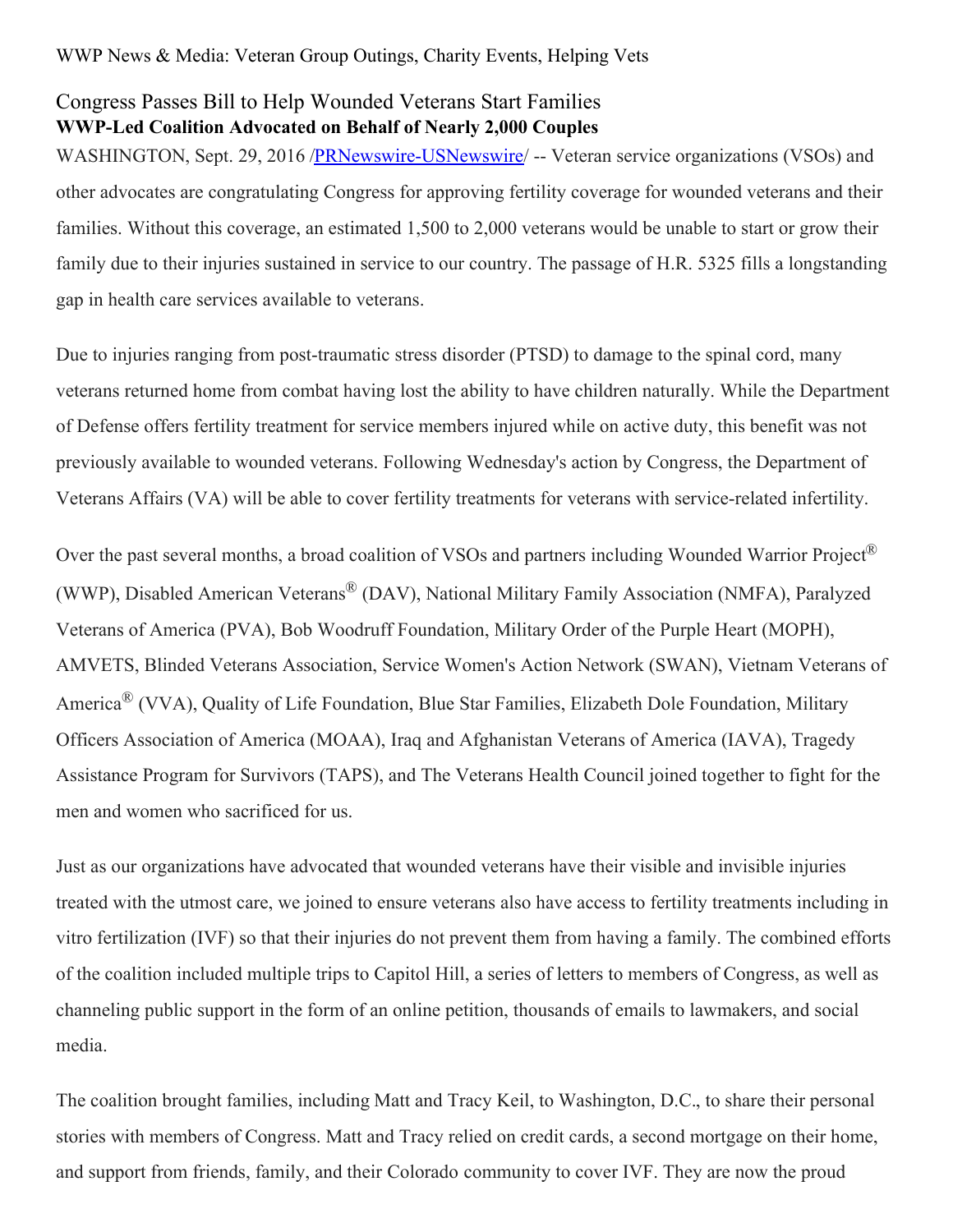WWP News & Media: Veteran Group Outings, Charity Events, Helping Vets

# Congress Passes Bill to Help Wounded Veterans Start Families

**WWP-Led Coalition Advocated on Behalf of Nearly 2,000 Couples**

WASHINGTON, Sept. 29, 2016 /PRNewswire-USNewswire/ -- Veteran service organizations (VSOs) and other advocates are congratulating Congress for approving fertility coverage for wounded veterans and their families. Without this coverage, an estimated 1,500 to 2,000 veterans would be unable to start or grow their family due to their injuries sustained in service to our country. The passage of H.R. 5325 fills a longstanding gap in health care services available to veterans.

Due to injuries ranging from post-traumatic stress disorder (PTSD) to damage to the spinal cord, many veterans returned home from combat having lost the ability to have children naturally. While the Department of Defense offers fertility treatment for service members injured while on active duty, this benefit was not previously available to wounded veterans. Following Wednesday's action by Congress, the Department of Veterans Affairs (VA) will be able to cover fertility treatments for veterans with service-related infertility.

Over the past several months, a broad coalition of VSOs and partners including Wounded Warrior Project® (WWP), Disabled American Veterans® (DAV), National Military Family Association (NMFA), Paralyzed Veterans of America (PVA), Bob Woodruff Foundation, Military Order of the Purple Heart (MOPH), AMVETS, Blinded Veterans Association, Service Women's Action Network (SWAN), Vietnam Veterans of America® (VVA), Quality of Life Foundation, Blue Star Families, Elizabeth Dole Foundation, Military Officers Association of America (MOAA), Iraq and Afghanistan Veterans of America (IAVA), Tragedy Assistance Program for Survivors (TAPS), and The Veterans Health Council joined together to fight for the men and women who sacrificed for us.

Just as our organizations have advocated that wounded veterans have their visible and invisible injuries treated with the utmost care, we joined to ensure veterans also have access to fertility treatments including in vitro fertilization (IVF) so that their injuries do not prevent them from having a family. The combined efforts of the coalition included multiple trips to Capitol Hill, a series of letters to members of Congress, as well as channeling public support in the form of an online petition, thousands of emails to lawmakers, and social media.

The coalition brought families, including Matt and Tracy Keil, to Washington, D.C., to share their personal stories with members of Congress. Matt and Tracy relied on credit cards, a second mortgage on their home, and support from friends, family, and their Colorado community to cover IVF. They are now the proud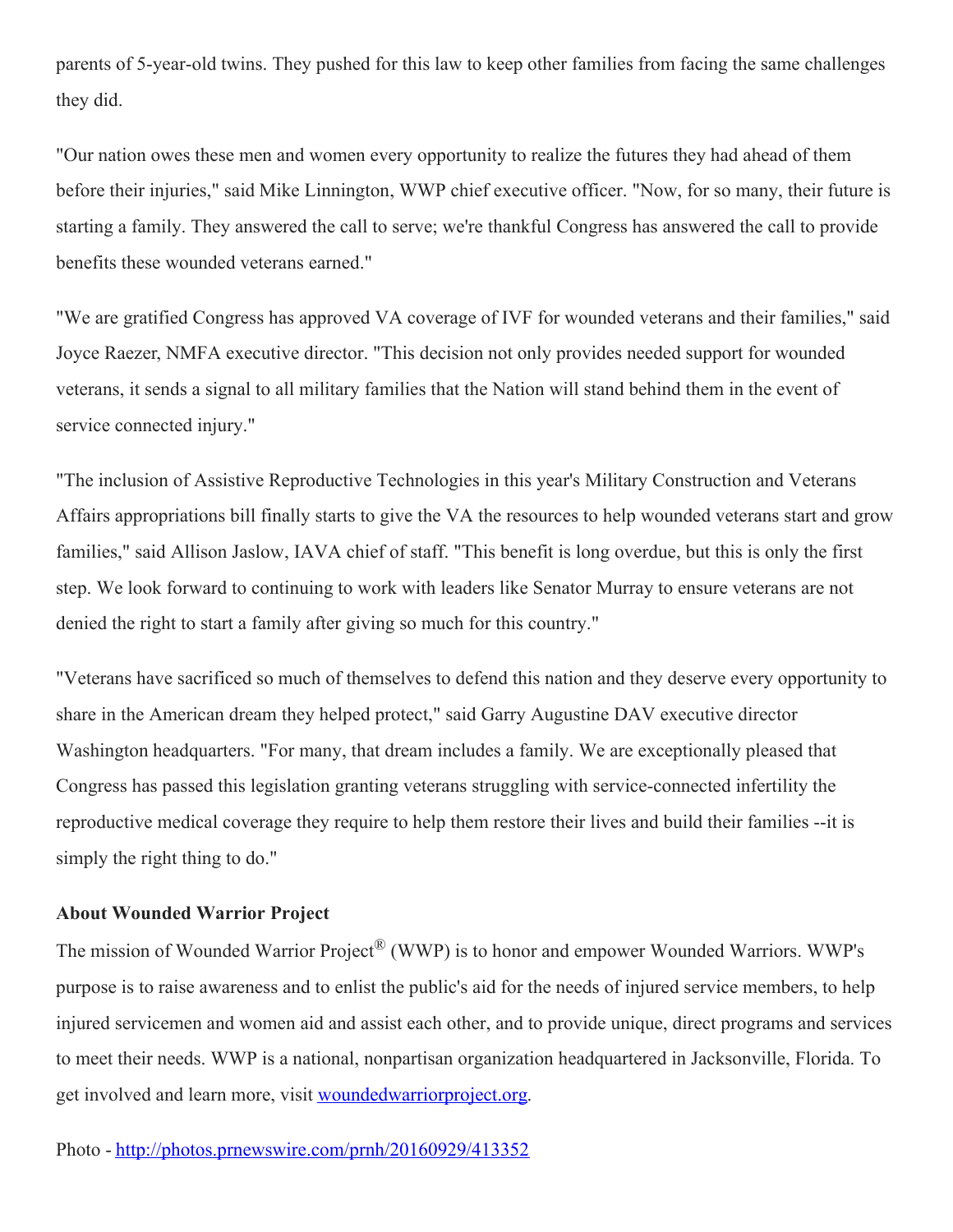parents of 5-year-old twins. They pushed for this law to keep other families from facing the same challenges they did.

"Our nation owes these men and women every opportunity to realize the futures they had ahead of them before their injuries," said Mike Linnington, WWP chief executive officer. "Now, for so many, their future is starting a family. They answered the call to serve; we're thankful Congress has answered the call to provide benefits these wounded veterans earned."

"We are gratified Congress has approved VA coverage of IVF for wounded veterans and their families," said Joyce Raezer, NMFA executive director. "This decision not only provides needed support for wounded veterans, it sends a signal to all military families that the Nation will stand behind them in the event of service connected injury."

"The inclusion of Assistive Reproductive Technologies in this year's Military Construction and Veterans Affairs appropriations bill finally starts to give the VA the resources to help wounded veterans start and grow families," said Allison Jaslow, IAVA chief of staff. "This benefit is long overdue, but this is only the first step. We look forward to continuing to work with leaders like Senator Murray to ensure veterans are not denied the right to start a family after giving so much for this country."

"Veterans have sacrificed so much of themselves to defend this nation and they deserve every opportunity to share in the American dream they helped protect," said Garry Augustine DAV executive director Washington headquarters. "For many, that dream includes a family. We are exceptionally pleased that Congress has passed this legislation granting veterans struggling with service-connected infertility the reproductive medical coverage they require to help them restore their lives and build their families --it is simply the right thing to do."

**About Wounded Warrior Project**

The mission of Wounded Warrior Project® (WWP) is to honor and empower Wounded Warriors. WWP's purpose is to raise awareness and to enlist the public's aid for the needs of injured service members, to help injured servicemen and women aid and assist each other, and to provide unique, direct programs and services to meet their needs. WWP is a national, nonpartisan organization headquartered in Jacksonville, Florida. To get involved and learn more, visit [woundedwarriorproject.org](woundedwarriorproject.org).

Photo - [http://photos.prnewswire.com/prnh/20160929/413352](http://photos.prnewswire.com/prnh/20160929/413352)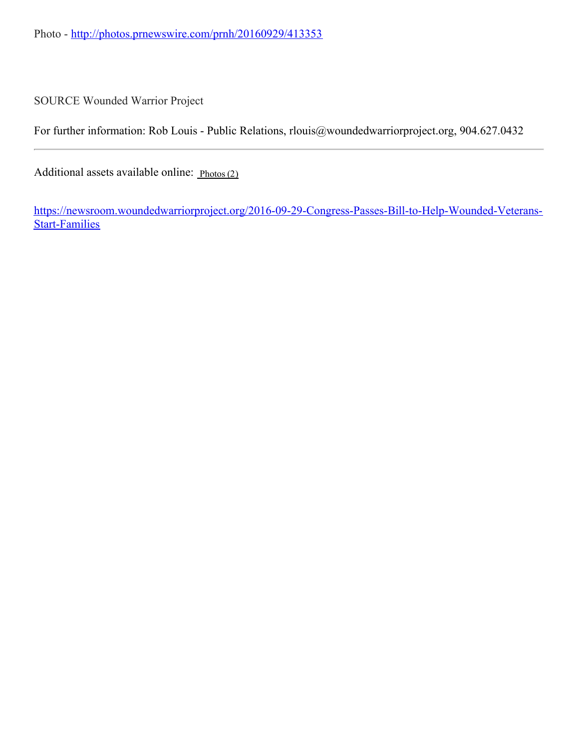Photo - http://photos.prnewswire.com/prnh/20160929/413353

SOURCE Wounded Warrior Project

For further information: Rob Louis - Public Relations, rlouis@woundedwarriorproject.org, 904.627.0432

---

Additional assets available online: Photos (2)

https://newsroom.woundedwarriorproject.org/2016-09-29-Congress-Passes-Bill-to-Help-Wounded-Veterans-Start-Families